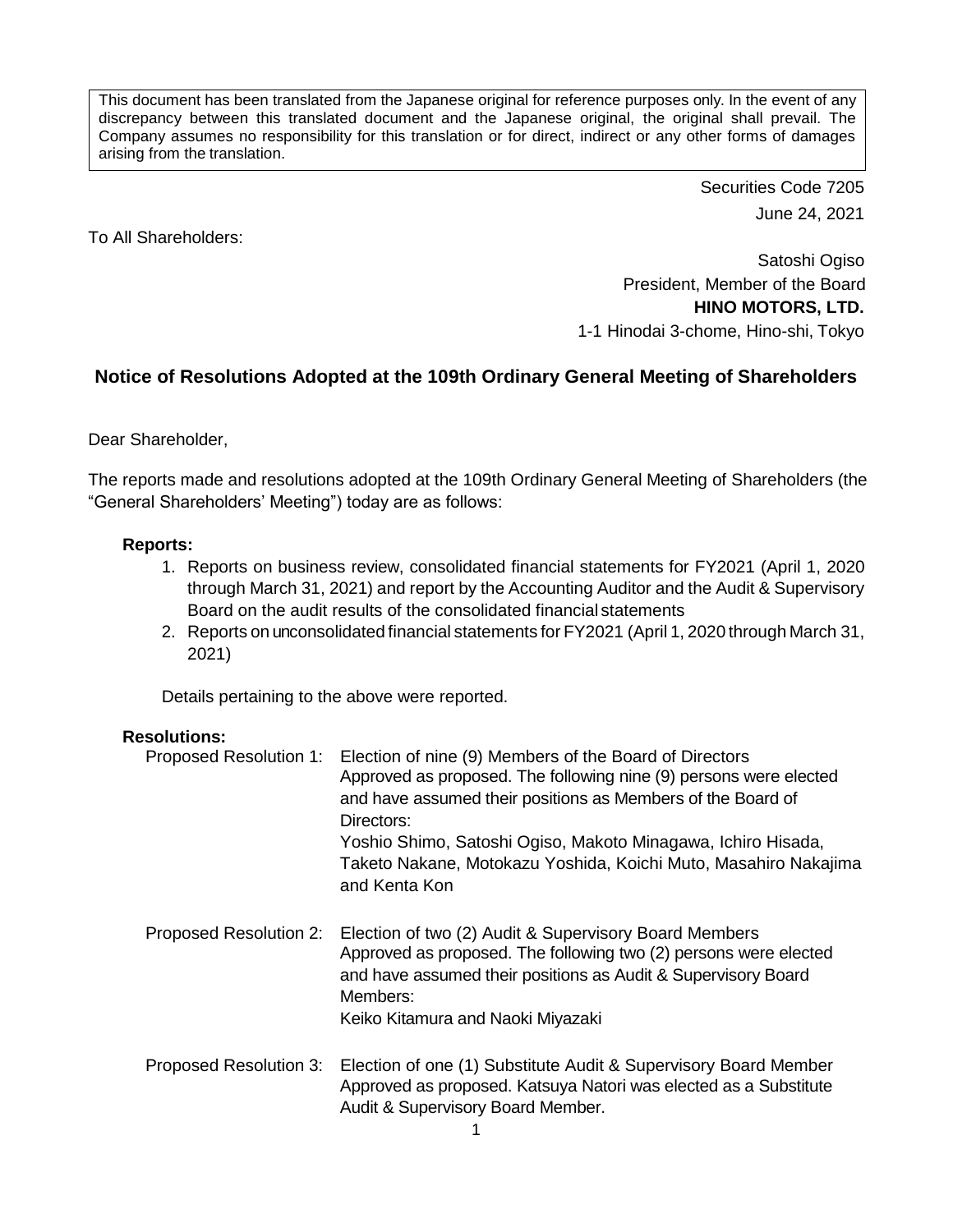This document has been translated from the Japanese original for reference purposes only. In the event of any discrepancy between this translated document and the Japanese original, the original shall prevail. The Company assumes no responsibility for this translation or for direct, indirect or any other forms of damages arising from the translation.

Securities Code 7205
June 24, 2021

To All Shareholders:

Satoshi Ogiso
President, Member of the Board
**HINO MOTORS, LTD.**
1-1 Hinodai 3-chome, Hino-shi, Tokyo

## Notice of Resolutions Adopted at the 109th Ordinary General Meeting of Shareholders

Dear Shareholder,

The reports made and resolutions adopted at the 109th Ordinary General Meeting of Shareholders (the "General Shareholders' Meeting") today are as follows:

**Reports:**

1. Reports on business review, consolidated financial statements for FY2021 (April 1, 2020 through March 31, 2021) and report by the Accounting Auditor and the Audit & Supervisory Board on the audit results of the consolidated financial statements
2. Reports on unconsolidated financial statements for FY2021 (April 1, 2020 through March 31, 2021)

Details pertaining to the above were reported.

**Resolutions:**

Proposed Resolution 1: Election of nine (9) Members of the Board of Directors
Approved as proposed. The following nine (9) persons were elected and have assumed their positions as Members of the Board of Directors:
Yoshio Shimo, Satoshi Ogiso, Makoto Minagawa, Ichiro Hisada, Taketo Nakane, Motokazu Yoshida, Koichi Muto, Masahiro Nakajima and Kenta Kon

Proposed Resolution 2: Election of two (2) Audit & Supervisory Board Members
Approved as proposed. The following two (2) persons were elected and have assumed their positions as Audit & Supervisory Board Members:
Keiko Kitamura and Naoki Miyazaki

Proposed Resolution 3: Election of one (1) Substitute Audit & Supervisory Board Member
Approved as proposed. Katsuya Natori was elected as a Substitute Audit & Supervisory Board Member.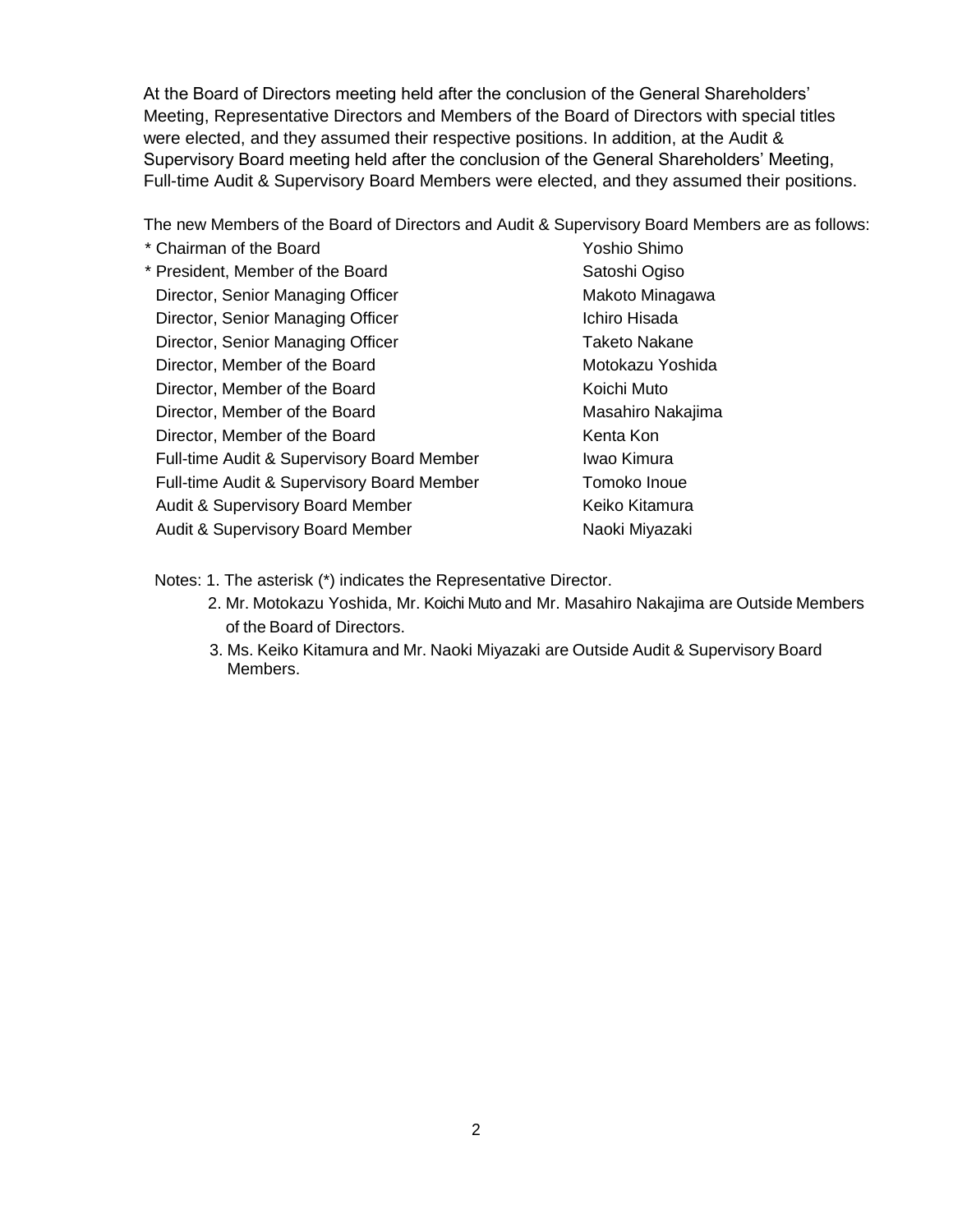At the Board of Directors meeting held after the conclusion of the General Shareholders' Meeting, Representative Directors and Members of the Board of Directors with special titles were elected, and they assumed their respective positions. In addition, at the Audit & Supervisory Board meeting held after the conclusion of the General Shareholders' Meeting, Full-time Audit & Supervisory Board Members were elected, and they assumed their positions.

The new Members of the Board of Directors and Audit & Supervisory Board Members are as follows:

| | |
|---|---|
| * Chairman of the Board | Yoshio Shimo |
| * President, Member of the Board | Satoshi Ogiso |
| Director, Senior Managing Officer | Makoto Minagawa |
| Director, Senior Managing Officer | Ichiro Hisada |
| Director, Senior Managing Officer | Taketo Nakane |
| Director, Member of the Board | Motokazu Yoshida |
| Director, Member of the Board | Koichi Muto |
| Director, Member of the Board | Masahiro Nakajima |
| Director, Member of the Board | Kenta Kon |
| Full-time Audit & Supervisory Board Member | Iwao Kimura |
| Full-time Audit & Supervisory Board Member | Tomoko Inoue |
| Audit & Supervisory Board Member | Keiko Kitamura |
| Audit & Supervisory Board Member | Naoki Miyazaki |

Notes: 1. The asterisk (*) indicates the Representative Director.

2. Mr. Motokazu Yoshida, Mr. Koichi Muto and Mr. Masahiro Nakajima are Outside Members of the Board of Directors.

3. Ms. Keiko Kitamura and Mr. Naoki Miyazaki are Outside Audit & Supervisory Board Members.